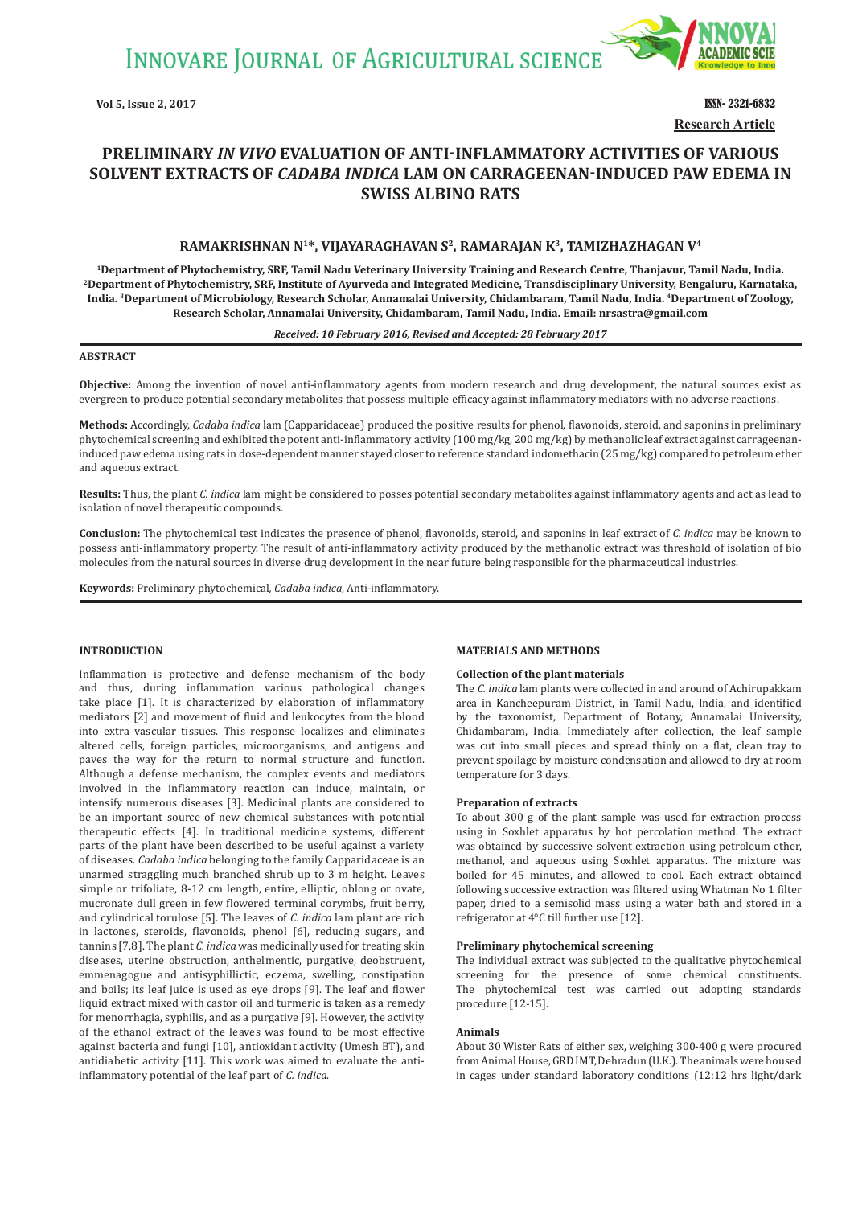Vol 5, Issue 2, 2017

ISSN- 2321-6832

**Research Article**

# PRELIMINARY *IN VIVO* EVALUATION OF ANTI-INFLAMMATORY ACTIVITIES OF VARIOUS SOLVENT EXTRACTS OF *CADABA INDICA* LAM ON CARRAGEENAN-INDUCED PAW EDEMA IN SWISS ALBINO RATS

**RAMAKRISHNAN N[1]*, VIJAYARAGHAVAN S[2], RAMARAJAN K[3], TAMIZHAZHAGAN V[4]**

[1]Department of Phytochemistry, SRF, Tamil Nadu Veterinary University Training and Research Centre, Thanjavur, Tamil Nadu, India. [2]Department of Phytochemistry, SRF, Institute of Ayurveda and Integrated Medicine, Transdisciplinary University, Bengaluru, Karnataka, India. [3]Department of Microbiology, Research Scholar, Annamalai University, Chidambaram, Tamil Nadu, India. [4]Department of Zoology, Research Scholar, Annamalai University, Chidambaram, Tamil Nadu, India. Email: nrsastra@gmail.com

*Received: 10 February 2016, Revised and Accepted: 28 February 2017*

## ABSTRACT

**Objective:** Among the invention of novel anti-inflammatory agents from modern research and drug development, the natural sources exist as evergreen to produce potential secondary metabolites that possess multiple efficacy against inflammatory mediators with no adverse reactions.

**Methods:** Accordingly, *Cadaba indica* lam (Capparidaceae) produced the positive results for phenol, flavonoids, steroid, and saponins in preliminary phytochemical screening and exhibited the potent anti-inflammatory activity (100 mg/kg, 200 mg/kg) by methanolic leaf extract against carrageenan-induced paw edema using rats in dose-dependent manner stayed closer to reference standard indomethacin (25 mg/kg) compared to petroleum ether and aqueous extract.

**Results:** Thus, the plant *C. indica* lam might be considered to posses potential secondary metabolites against inflammatory agents and act as lead to isolation of novel therapeutic compounds.

**Conclusion:** The phytochemical test indicates the presence of phenol, flavonoids, steroid, and saponins in leaf extract of *C. indica* may be known to possess anti-inflammatory property. The result of anti-inflammatory activity produced by the methanolic extract was threshold of isolation of bio molecules from the natural sources in diverse drug development in the near future being responsible for the pharmaceutical industries.

**Keywords:** Preliminary phytochemical, *Cadaba indica*, Anti-inflammatory.

## INTRODUCTION

Inflammation is protective and defense mechanism of the body and thus, during inflammation various pathological changes take place [1]. It is characterized by elaboration of inflammatory mediators [2] and movement of fluid and leukocytes from the blood into extra vascular tissues. This response localizes and eliminates altered cells, foreign particles, microorganisms, and antigens and paves the way for the return to normal structure and function. Although a defense mechanism, the complex events and mediators involved in the inflammatory reaction can induce, maintain, or intensify numerous diseases [3]. Medicinal plants are considered to be an important source of new chemical substances with potential therapeutic effects [4]. In traditional medicine systems, different parts of the plant have been described to be useful against a variety of diseases. *Cadaba indica* belonging to the family Capparidaceae is an unarmed straggling much branched shrub up to 3 m height. Leaves simple or trifoliate, 8-12 cm length, entire, elliptic, oblong or ovate, mucronate dull green in few flowered terminal corymbs, fruit berry, and cylindrical torulose [5]. The leaves of *C. indica* lam plant are rich in lactones, steroids, flavonoids, phenol [6], reducing sugars, and tannins [7,8]. The plant *C. indica* was medicinally used for treating skin diseases, uterine obstruction, anthelmentic, purgative, deobstruent, emmenagogue and antisyphillictic, eczema, swelling, constipation and boils; its leaf juice is used as eye drops [9]. The leaf and flower liquid extract mixed with castor oil and turmeric is taken as a remedy for menorrhagia, syphilis, and as a purgative [9]. However, the activity of the ethanol extract of the leaves was found to be most effective against bacteria and fungi [10], antioxidant activity (Umesh BT), and antidiabetic activity [11]. This work was aimed to evaluate the anti-inflammatory potential of the leaf part of *C. indica*.

## MATERIALS AND METHODS

### Collection of the plant materials

The *C. indica* lam plants were collected in and around of Achirupakkam area in Kancheepuram District, in Tamil Nadu, India, and identified by the taxonomist, Department of Botany, Annamalai University, Chidambaram, India. Immediately after collection, the leaf sample was cut into small pieces and spread thinly on a flat, clean tray to prevent spoilage by moisture condensation and allowed to dry at room temperature for 3 days.

### Preparation of extracts

To about 300 g of the plant sample was used for extraction process using in Soxhlet apparatus by hot percolation method. The extract was obtained by successive solvent extraction using petroleum ether, methanol, and aqueous using Soxhlet apparatus. The mixture was boiled for 45 minutes, and allowed to cool. Each extract obtained following successive extraction was filtered using Whatman No 1 filter paper, dried to a semisolid mass using a water bath and stored in a refrigerator at 4°C till further use [12].

### Preliminary phytochemical screening

The individual extract was subjected to the qualitative phytochemical screening for the presence of some chemical constituents. The phytochemical test was carried out adopting standards procedure [12-15].

### Animals

About 30 Wister Rats of either sex, weighing 300-400 g were procured from Animal House, GRD IMT, Dehradun (U.K.). The animals were housed in cages under standard laboratory conditions (12:12 hrs light/dark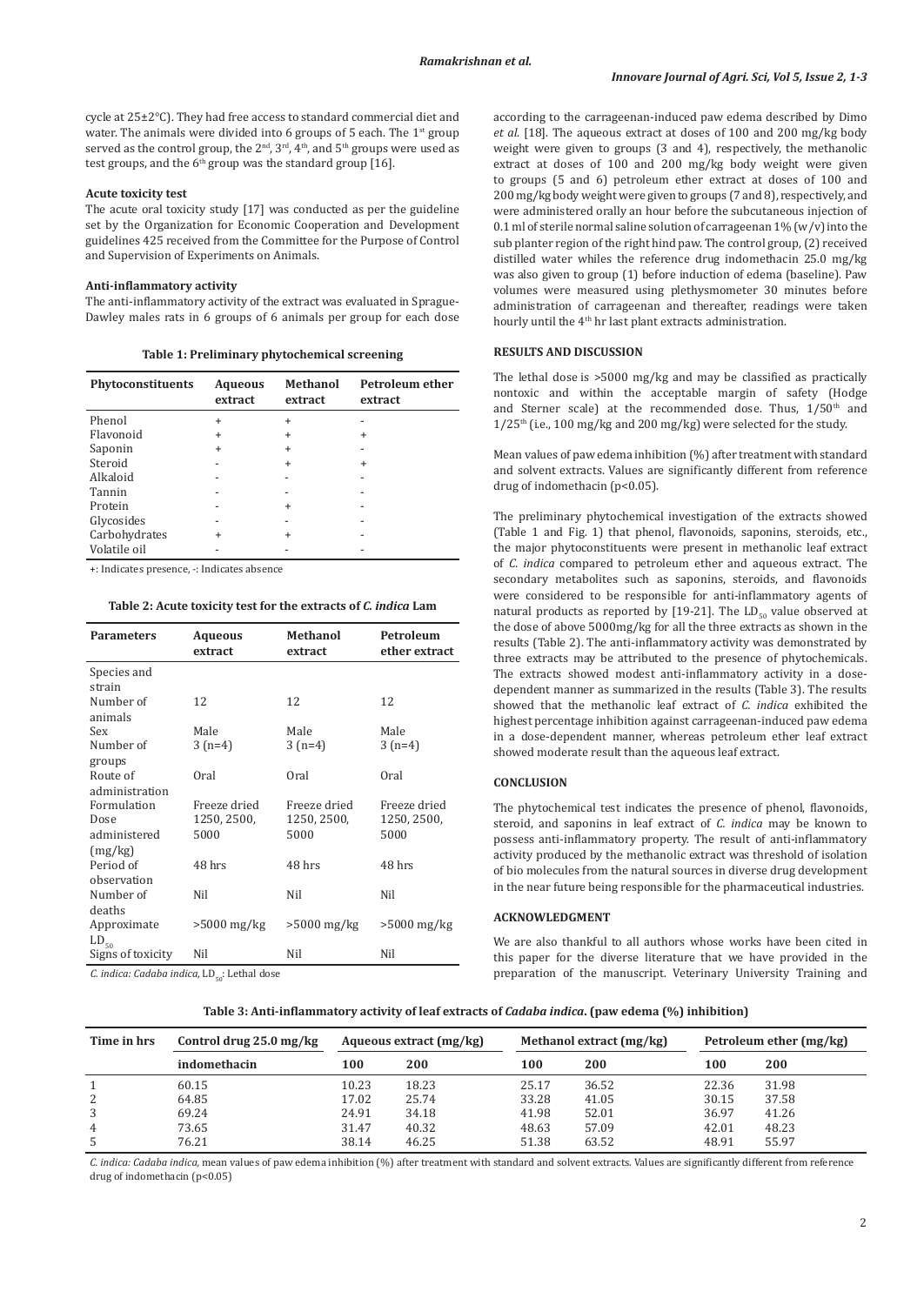cycle at 25±2°C). They had free access to standard commercial diet and water. The animals were divided into 6 groups of 5 each. The 1st group served as the control group, the 2nd, 3rd, 4th, and 5th groups were used as test groups, and the 6th group was the standard group [16].

#### Acute toxicity test

The acute oral toxicity study [17] was conducted as per the guideline set by the Organization for Economic Cooperation and Development guidelines 425 received from the Committee for the Purpose of Control and Supervision of Experiments on Animals.

#### Anti-inflammatory activity

The anti-inflammatory activity of the extract was evaluated in Sprague-Dawley males rats in 6 groups of 6 animals per group for each dose according to the carrageenan-induced paw edema described by Dimo *et al.* [18]. The aqueous extract at doses of 100 and 200 mg/kg body weight were given to groups (3 and 4), respectively, the methanolic extract at doses of 100 and 200 mg/kg body weight were given to groups (5 and 6) petroleum ether extract at doses of 100 and 200 mg/kg body weight were given to groups (7 and 8), respectively, and were administered orally an hour before the subcutaneous injection of 0.1 ml of sterile normal saline solution of carrageenan 1% (w/v) into the sub planter region of the right hind paw. The control group, (2) received distilled water whiles the reference drug indomethacin 25.0 mg/kg was also given to group (1) before induction of edema (baseline). Paw volumes were measured using plethysmometer 30 minutes before administration of carrageenan and thereafter, readings were taken hourly until the 4th hr last plant extracts administration.

**Table 1: Preliminary phytochemical screening**

| Phytoconstituents | Aqueous extract | Methanol extract | Petroleum ether extract |
|---|---|---|---|
| Phenol | + | + | - |
| Flavonoid | + | + | + |
| Saponin | + | + | - |
| Steroid | - | + | + |
| Alkaloid | - | - | - |
| Tannin | - | - | - |
| Protein | - | + | - |
| Glycosides | - | - | - |
| Carbohydrates | + | + | - |
| Volatile oil | - | - | - |

+: Indicates presence, -: Indicates absence

**Table 2: Acute toxicity test for the extracts of *C. indica* Lam**

| Parameters | Aqueous extract | Methanol extract | Petroleum ether extract |
|---|---|---|---|
| Species and strain | | | |
| Number of animals | 12 | 12 | 12 |
| Sex | Male | Male | Male |
| Number of groups | 3 (n=4) | 3 (n=4) | 3 (n=4) |
| Route of administration | Oral | Oral | Oral |
| Formulation | Freeze dried | Freeze dried | Freeze dried |
| Dose administered (mg/kg) | 1250, 2500, 5000 | 1250, 2500, 5000 | 1250, 2500, 5000 |
| Period of observation | 48 hrs | 48 hrs | 48 hrs |
| Number of deaths | Nil | Nil | Nil |
| Approximate $LD_{50}$ | >5000 mg/kg | >5000 mg/kg | >5000 mg/kg |
| Signs of toxicity | Nil | Nil | Nil |

*C. indica: Cadaba indica*, $LD_{50}$: Lethal dose

## RESULTS AND DISCUSSION

The lethal dose is >5000 mg/kg and may be classified as practically nontoxic and within the acceptable margin of safety (Hodge and Sterner scale) at the recommended dose. Thus, 1/50th and 1/25th (i.e., 100 mg/kg and 200 mg/kg) were selected for the study.

Mean values of paw edema inhibition (%) after treatment with standard and solvent extracts. Values are significantly different from reference drug of indomethacin ($p<0.05$).

The preliminary phytochemical investigation of the extracts showed (Table 1 and Fig. 1) that phenol, flavonoids, saponins, steroids, etc., the major phytoconstituents were present in methanolic leaf extract of *C. indica* compared to petroleum ether and aqueous extract. The secondary metabolites such as saponins, steroids, and flavonoids were considered to be responsible for anti-inflammatory agents of natural products as reported by [19-21]. The $LD_{50}$ value observed at the dose of above 5000mg/kg for all the three extracts as shown in the results (Table 2). The anti-inflammatory activity was demonstrated by three extracts may be attributed to the presence of phytochemicals. The extracts showed modest anti-inflammatory activity in a dose-dependent manner as summarized in the results (Table 3). The results showed that the methanolic leaf extract of *C. indica* exhibited the highest percentage inhibition against carrageenan-induced paw edema in a dose-dependent manner, whereas petroleum ether leaf extract showed moderate result than the aqueous leaf extract.

## CONCLUSION

The phytochemical test indicates the presence of phenol, flavonoids, steroid, and saponins in leaf extract of *C. indica* may be known to possess anti-inflammatory property. The result of anti-inflammatory activity produced by the methanolic extract was threshold of isolation of bio molecules from the natural sources in diverse drug development in the near future being responsible for the pharmaceutical industries.

## ACKNOWLEDGMENT

We are also thankful to all authors whose works have been cited in this paper for the diverse literature that we have provided in the preparation of the manuscript. Veterinary University Training and

**Table 3: Anti-inflammatory activity of leaf extracts of *Cadaba indica*. (paw edema (%) inhibition)**

| Time in hrs | Control drug 25.0 mg/kg | Aqueous extract (mg/kg) | | Methanol extract (mg/kg) | | Petroleum ether (mg/kg) | |
|---|---|---|---|---|---|---|---|
| | indomethacin | 100 | 200 | 100 | 200 | 100 | 200 |
| 1 | 60.15 | 10.23 | 18.23 | 25.17 | 36.52 | 22.36 | 31.98 |
| 2 | 64.85 | 17.02 | 25.74 | 33.28 | 41.05 | 30.15 | 37.58 |
| 3 | 69.24 | 24.91 | 34.18 | 41.98 | 52.01 | 36.97 | 41.26 |
| 4 | 73.65 | 31.47 | 40.32 | 48.63 | 57.09 | 42.01 | 48.23 |
| 5 | 76.21 | 38.14 | 46.25 | 51.38 | 63.52 | 48.91 | 55.97 |

*C. indica: Cadaba indica,* mean values of paw edema inhibition (%) after treatment with standard and solvent extracts. Values are significantly different from reference drug of indomethacin ($p<0.05$)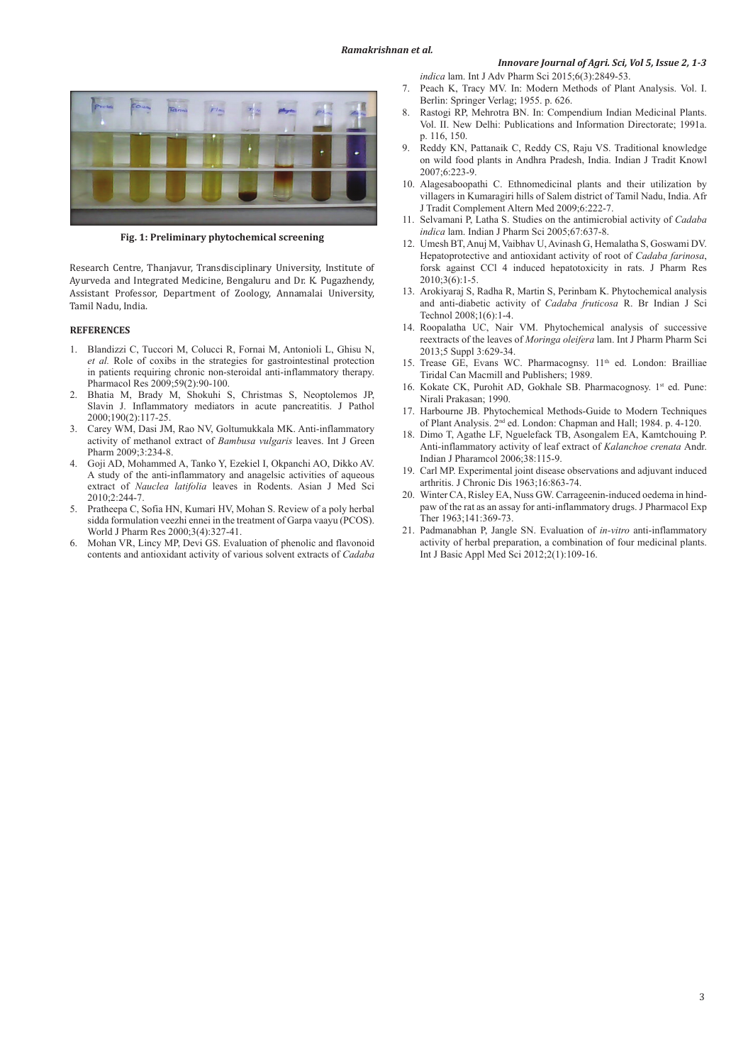Fig. 1: Preliminary phytochemical screening

Research Centre, Thanjavur, Transdisciplinary University, Institute of Ayurveda and Integrated Medicine, Bengaluru and Dr. K. Pugazhendy, Assistant Professor, Department of Zoology, Annamalai University, Tamil Nadu, India.

## REFERENCES

1. Blandizzi C, Tuccori M, Colucci R, Fornai M, Antonioli L, Ghisu N, *et al.* Role of coxibs in the strategies for gastrointestinal protection in patients requiring chronic non-steroidal anti-inflammatory therapy. Pharmacol Res 2009;59(2):90-100.
2. Bhatia M, Brady M, Shokuhi S, Christmas S, Neoptolemos JP, Slavin J. Inflammatory mediators in acute pancreatitis. J Pathol 2000;190(2):117-25.
3. Carey WM, Dasi JM, Rao NV, Goltumukkala MK. Anti-inflammatory activity of methanol extract of *Bambusa vulgaris* leaves. Int J Green Pharm 2009;3:234-8.
4. Goji AD, Mohammed A, Tanko Y, Ezekiel I, Okpanchi AO, Dikko AV. A study of the anti-inflammatory and anagelsic activities of aqueous extract of *Nauclea latifolia* leaves in Rodents. Asian J Med Sci 2010;2:244-7.
5. Pratheepa C, Sofia HN, Kumari HV, Mohan S. Review of a poly herbal sidda formulation veezhi ennei in the treatment of Garpa vaayu (PCOS). World J Pharm Res 2000;3(4):327-41.
6. Mohan VR, Lincy MP, Devi GS. Evaluation of phenolic and flavonoid contents and antioxidant activity of various solvent extracts of *Cadaba indica* lam. Int J Adv Pharm Sci 2015;6(3):2849-53.
7. Peach K, Tracy MV. In: Modern Methods of Plant Analysis. Vol. I. Berlin: Springer Verlag; 1955. p. 626.
8. Rastogi RP, Mehrotra BN. In: Compendium Indian Medicinal Plants. Vol. II. New Delhi: Publications and Information Directorate; 1991a. p. 116, 150.
9. Reddy KN, Pattanaik C, Reddy CS, Raju VS. Traditional knowledge on wild food plants in Andhra Pradesh, India. Indian J Tradit Knowl 2007;6:223-9.
10. Alagesaboopathi C. Ethnomedicinal plants and their utilization by villagers in Kumaragiri hills of Salem district of Tamil Nadu, India. Afr J Tradit Complement Altern Med 2009;6:222-7.
11. Selvamani P, Latha S. Studies on the antimicrobial activity of *Cadaba indica* lam. Indian J Pharm Sci 2005;67:637-8.
12. Umesh BT, Anuj M, Vaibhav U, Avinash G, Hemalatha S, Goswami DV. Hepatoprotective and antioxidant activity of root of *Cadaba farinosa*, forsk against CCl 4 induced hepatotoxicity in rats. J Pharm Res 2010;3(6):1-5.
13. Arokiyaraj S, Radha R, Martin S, Perinbam K. Phytochemical analysis and anti-diabetic activity of *Cadaba fruticosa* R. Br Indian J Sci Technol 2008;1(6):1-4.
14. Roopalatha UC, Nair VM. Phytochemical analysis of successive reextracts of the leaves of *Moringa oleifera* lam. Int J Pharm Pharm Sci 2013;5 Suppl 3:629-34.
15. Trease GE, Evans WC. Pharmacognsy. 11th ed. London: Brailliae Tiridal Can Macmill and Publishers; 1989.
16. Kokate CK, Purohit AD, Gokhale SB. Pharmacognosy. 1st ed. Pune: Nirali Prakasan; 1990.
17. Harbourne JB. Phytochemical Methods-Guide to Modern Techniques of Plant Analysis. 2nd ed. London: Chapman and Hall; 1984. p. 4-120.
18. Dimo T, Agathe LF, Nguelefack TB, Asongalem EA, Kamtchouing P. Anti-inflammatory activity of leaf extract of *Kalanchoe crenata* Andr. Indian J Pharamcol 2006;38:115-9.
19. Carl MP. Experimental joint disease observations and adjuvant induced arthritis. J Chronic Dis 1963;16:863-74.
20. Winter CA, Risley EA, Nuss GW. Carrageenin-induced oedema in hind-paw of the rat as an assay for anti-inflammatory drugs. J Pharmacol Exp Ther 1963;141:369-73.
21. Padmanabhan P, Jangle SN. Evaluation of *in-vitro* anti-inflammatory activity of herbal preparation, a combination of four medicinal plants. Int J Basic Appl Med Sci 2012;2(1):109-16.